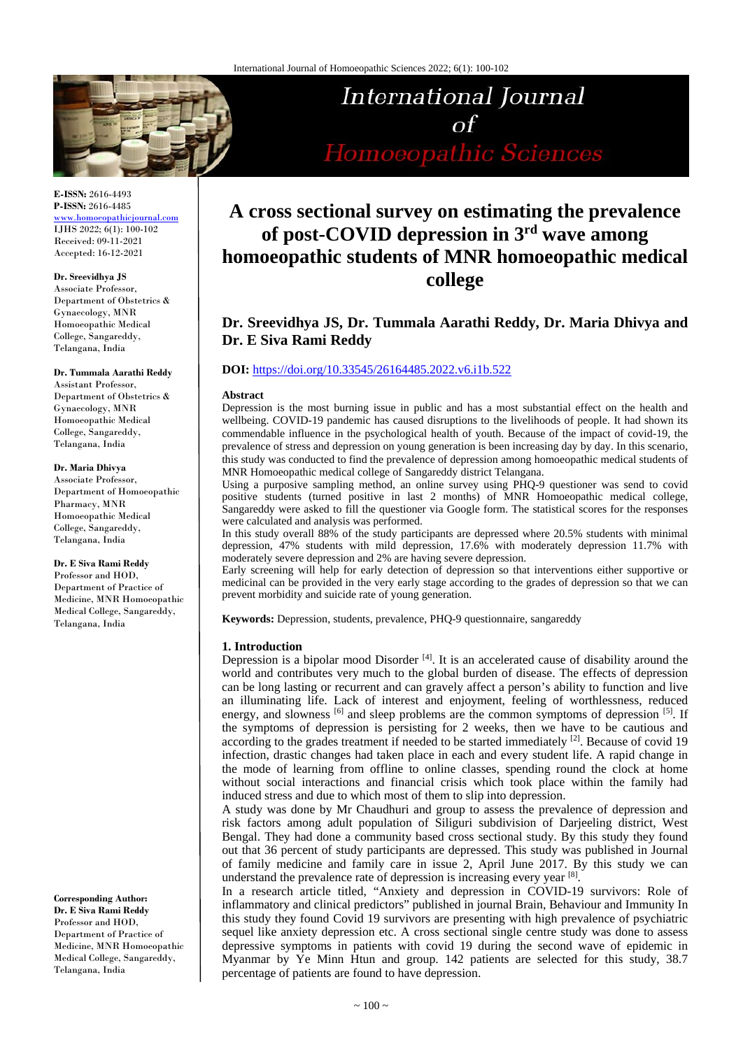E-ISSN: 2616-4493
P-ISSN: 2616-4485
www.homoeopathicjournal.com
IJHS 2022; 6(1): 100-102
Received: 09-11-2021
Accepted: 16-12-2021

**Dr. Sreevidhya JS**
Associate Professor, Department of Obstetrics & Gynaecology, MNR Homoeopathic Medical College, Sangareddy, Telangana, India

**Dr. Tummala Aarathi Reddy**
Assistant Professor, Department of Obstetrics & Gynaecology, MNR Homoeopathic Medical College, Sangareddy, Telangana, India

**Dr. Maria Dhivya**
Associate Professor, Department of Homoeopathic Pharmacy, MNR Homoeopathic Medical College, Sangareddy, Telangana, India

**Dr. E Siva Rami Reddy**
Professor and HOD, Department of Practice of Medicine, MNR Homoeopathic Medical College, Sangareddy, Telangana, India

**Corresponding Author:**
**Dr. E Siva Rami Reddy**
Professor and HOD, Department of Practice of Medicine, MNR Homoeopathic Medical College, Sangareddy, Telangana, India

# A cross sectional survey on estimating the prevalence of post-COVID depression in 3rd wave among homoeopathic students of MNR homoeopathic medical college

**Dr. Sreevidhya JS, Dr. Tummala Aarathi Reddy, Dr. Maria Dhivya and Dr. E Siva Rami Reddy**

**DOI:** https://doi.org/10.33545/26164485.2022.v6.i1b.522

**Abstract**

Depression is the most burning issue in public and has a most substantial effect on the health and wellbeing. COVID-19 pandemic has caused disruptions to the livelihoods of people. It had shown its commendable influence in the psychological health of youth. Because of the impact of covid-19, the prevalence of stress and depression on young generation is been increasing day by day. In this scenario, this study was conducted to find the prevalence of depression among homoeopathic medical students of MNR Homoeopathic medical college of Sangareddy district Telangana.

Using a purposive sampling method, an online survey using PHQ-9 questioner was send to covid positive students (turned positive in last 2 months) of MNR Homoeopathic medical college, Sangareddy were asked to fill the questioner via Google form. The statistical scores for the responses were calculated and analysis was performed.

In this study overall 88% of the study participants are depressed where 20.5% students with minimal depression, 47% students with mild depression, 17.6% with moderately depression 11.7% with moderately severe depression and 2% are having severe depression.

Early screening will help for early detection of depression so that interventions either supportive or medicinal can be provided in the very early stage according to the grades of depression so that we can prevent morbidity and suicide rate of young generation.

**Keywords:** Depression, students, prevalence, PHQ-9 questionnaire, sangareddy

## 1. Introduction

Depression is a bipolar mood Disorder [4]. It is an accelerated cause of disability around the world and contributes very much to the global burden of disease. The effects of depression can be long lasting or recurrent and can gravely affect a person's ability to function and live an illuminating life. Lack of interest and enjoyment, feeling of worthlessness, reduced energy, and slowness [6] and sleep problems are the common symptoms of depression [5]. If the symptoms of depression is persisting for 2 weeks, then we have to be cautious and according to the grades treatment if needed to be started immediately [2]. Because of covid 19 infection, drastic changes had taken place in each and every student life. A rapid change in the mode of learning from offline to online classes, spending round the clock at home without social interactions and financial crisis which took place within the family had induced stress and due to which most of them to slip into depression.

A study was done by Mr Chaudhuri and group to assess the prevalence of depression and risk factors among adult population of Siliguri subdivision of Darjeeling district, West Bengal. They had done a community based cross sectional study. By this study they found out that 36 percent of study participants are depressed. This study was published in Journal of family medicine and family care in issue 2, April June 2017. By this study we can understand the prevalence rate of depression is increasing every year [8].

In a research article titled, "Anxiety and depression in COVID-19 survivors: Role of inflammatory and clinical predictors" published in journal Brain, Behaviour and Immunity In this study they found Covid 19 survivors are presenting with high prevalence of psychiatric sequel like anxiety depression etc. A cross sectional single centre study was done to assess depressive symptoms in patients with covid 19 during the second wave of epidemic in Myanmar by Ye Minn Htun and group. 142 patients are selected for this study, 38.7 percentage of patients are found to have depression.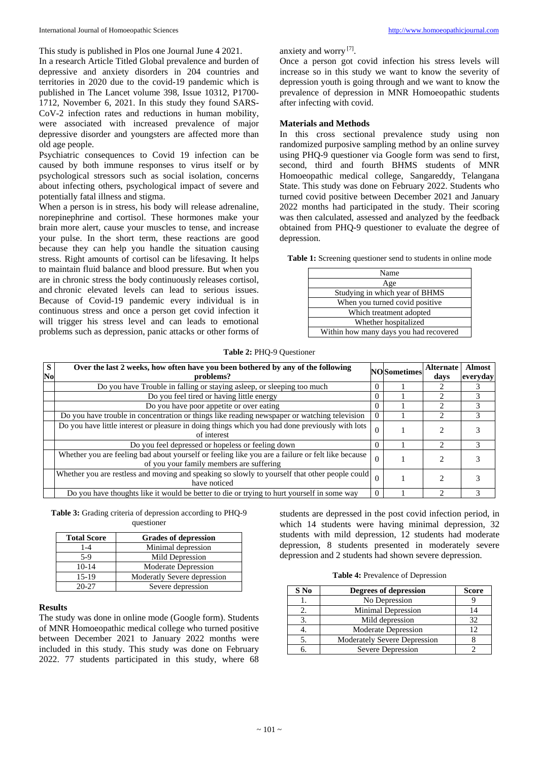This study is published in Plos one Journal June 4 2021.

In a research Article Titled Global prevalence and burden of depressive and anxiety disorders in 204 countries and territories in 2020 due to the covid-19 pandemic which is published in The Lancet volume 398, Issue 10312, P1700-1712, November 6, 2021. In this study they found SARS-CoV-2 infection rates and reductions in human mobility, were associated with increased prevalence of major depressive disorder and youngsters are affected more than old age people.

Psychiatric consequences to Covid 19 infection can be caused by both immune responses to virus itself or by psychological stressors such as social isolation, concerns about infecting others, psychological impact of severe and potentially fatal illness and stigma.

When a person is in stress, his body will release adrenaline, norepinephrine and cortisol. These hormones make your brain more alert, cause your muscles to tense, and increase your pulse. In the short term, these reactions are good because they can help you handle the situation causing stress. Right amounts of cortisol can be lifesaving. It helps to maintain fluid balance and blood pressure. But when you are in chronic stress the body continuously releases cortisol, and chronic elevated levels can lead to serious issues. Because of Covid-19 pandemic every individual is in continuous stress and once a person get covid infection it will trigger his stress level and can leads to emotional problems such as depression, panic attacks or other forms of anxiety and worry [7].

Once a person got covid infection his stress levels will increase so in this study we want to know the severity of depression youth is going through and we want to know the prevalence of depression in MNR Homoeopathic students after infecting with covid.

## Materials and Methods

In this cross sectional prevalence study using non randomized purposive sampling method by an online survey using PHQ-9 questioner via Google form was send to first, second, third and fourth BHMS students of MNR Homoeopathic medical college, Sangareddy, Telangana State. This study was done on February 2022. Students who turned covid positive between December 2021 and January 2022 months had participated in the study. Their scoring was then calculated, assessed and analyzed by the feedback obtained from PHQ-9 questioner to evaluate the degree of depression.

**Table 1:** Screening questioner send to students in online mode

| Name |
|---|
| Age |
| Studying in which year of BHMS |
| When you turned covid positive |
| Which treatment adopted |
| Whether hospitalized |
| Within how many days you had recovered |

**Table 2:** PHQ-9 Questioner

| S No | Over the last 2 weeks, how often have you been bothered by any of the following problems? | NO | Sometimes | Alternate days | Almost everyday |
|---|---|---|---|---|---|
| | Do you have Trouble in falling or staying asleep, or sleeping too much | 0 | 1 | 2 | 3 |
| | Do you feel tired or having little energy | 0 | 1 | 2 | 3 |
| | Do you have poor appetite or over eating | 0 | 1 | 2 | 3 |
| | Do you have trouble in concentration or things like reading newspaper or watching television | 0 | 1 | 2 | 3 |
| | Do you have little interest or pleasure in doing things which you had done previously with lots of interest | 0 | 1 | 2 | 3 |
| | Do you feel depressed or hopeless or feeling down | 0 | 1 | 2 | 3 |
| | Whether you are feeling bad about yourself or feeling like you are a failure or felt like because of you your family members are suffering | 0 | 1 | 2 | 3 |
| | Whether you are restless and moving and speaking so slowly to yourself that other people could have noticed | 0 | 1 | 2 | 3 |
| | Do you have thoughts like it would be better to die or trying to hurt yourself in some way | 0 | 1 | 2 | 3 |

**Table 3:** Grading criteria of depression according to PHQ-9 questioner

| Total Score | Grades of depression |
|---|---|
| 1-4 | Minimal depression |
| 5-9 | Mild Depression |
| 10-14 | Moderate Depression |
| 15-19 | Moderatly Severe depression |
| 20-27 | Severe depression |

## Results

The study was done in online mode (Google form). Students of MNR Homoeopathic medical college who turned positive between December 2021 to January 2022 months were included in this study. This study was done on February 2022. 77 students participated in this study, where 68 students are depressed in the post covid infection period, in which 14 students were having minimal depression, 32 students with mild depression, 12 students had moderate depression, 8 students presented in moderately severe depression and 2 students had shown severe depression.

**Table 4:** Prevalence of Depression

| S No | Degrees of depression | Score |
|---|---|---|
| 1. | No Depression | 9 |
| 2. | Minimal Depression | 14 |
| 3. | Mild depression | 32 |
| 4. | Moderate Depression | 12 |
| 5. | Moderately Severe Depression | 8 |
| 6. | Severe Depression | 2 |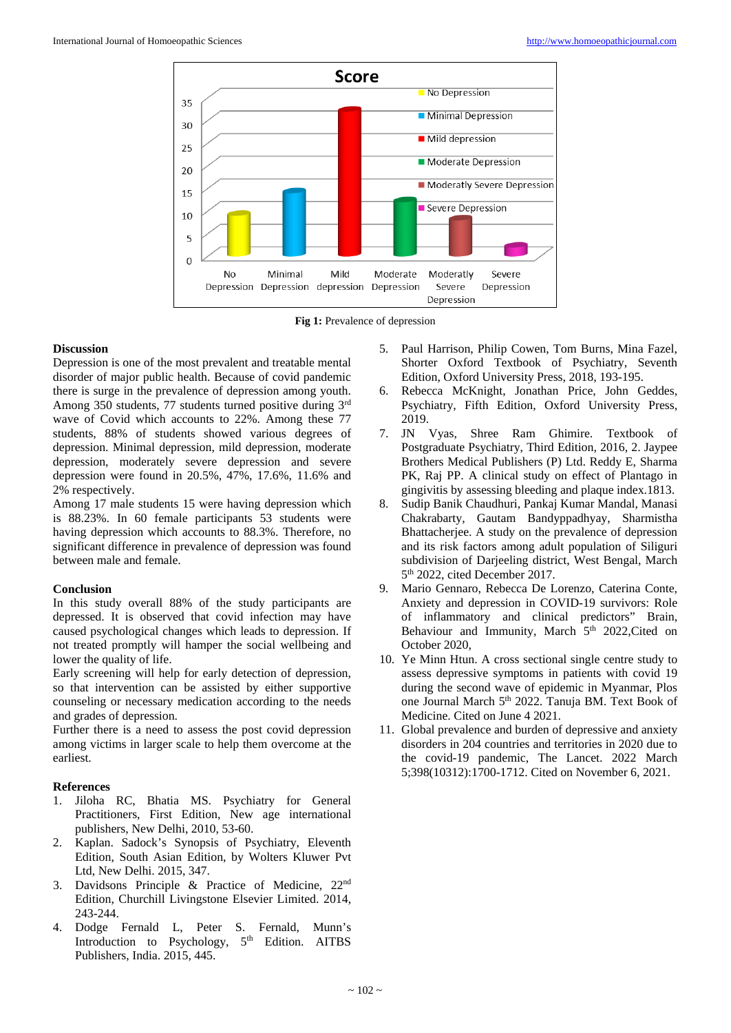Score

35
30
25
20
15
10
5
0

No Depression
Minimal Depression
Mild depression
Moderate Depression
Moderatly Severe Depression
Severe Depression

**Fig 1:** Prevalence of depression

### Discussion

Depression is one of the most prevalent and treatable mental disorder of major public health. Because of covid pandemic there is surge in the prevalence of depression among youth. Among 350 students, 77 students turned positive during 3rd wave of Covid which accounts to 22%. Among these 77 students, 88% of students showed various degrees of depression. Minimal depression, mild depression, moderate depression, moderately severe depression and severe depression were found in 20.5%, 47%, 17.6%, 11.6% and 2% respectively.

Among 17 male students 15 were having depression which is 88.23%. In 60 female participants 53 students were having depression which accounts to 88.3%. Therefore, no significant difference in prevalence of depression was found between male and female.

### Conclusion

In this study overall 88% of the study participants are depressed. It is observed that covid infection may have caused psychological changes which leads to depression. If not treated promptly will hamper the social wellbeing and lower the quality of life.

Early screening will help for early detection of depression, so that intervention can be assisted by either supportive counseling or necessary medication according to the needs and grades of depression.

Further there is a need to assess the post covid depression among victims in larger scale to help them overcome at the earliest.

### References

1. Jiloha RC, Bhatia MS. Psychiatry for General Practitioners, First Edition, New age international publishers, New Delhi, 2010, 53-60.
2. Kaplan. Sadock's Synopsis of Psychiatry, Eleventh Edition, South Asian Edition, by Wolters Kluwer Pvt Ltd, New Delhi. 2015, 347.
3. Davidsons Principle & Practice of Medicine, 22nd Edition, Churchill Livingstone Elsevier Limited. 2014, 243-244.
4. Dodge Fernald L, Peter S. Fernald, Munn's Introduction to Psychology, 5th Edition. AITBS Publishers, India. 2015, 445.
5. Paul Harrison, Philip Cowen, Tom Burns, Mina Fazel, Shorter Oxford Textbook of Psychiatry, Seventh Edition, Oxford University Press, 2018, 193-195.
6. Rebecca McKnight, Jonathan Price, John Geddes, Psychiatry, Fifth Edition, Oxford University Press, 2019.
7. JN Vyas, Shree Ram Ghimire. Textbook of Postgraduate Psychiatry, Third Edition, 2016, 2. Jaypee Brothers Medical Publishers (P) Ltd. Reddy E, Sharma PK, Raj PP. A clinical study on effect of Plantago in gingivitis by assessing bleeding and plaque index.1813.
8. Sudip Banik Chaudhuri, Pankaj Kumar Mandal, Manasi Chakrabarty, Gautam Bandyppadhyay, Sharmistha Bhattacherjee. A study on the prevalence of depression and its risk factors among adult population of Siliguri subdivision of Darjeeling district, West Bengal, March 5th 2022, cited December 2017.
9. Mario Gennaro, Rebecca De Lorenzo, Caterina Conte, Anxiety and depression in COVID-19 survivors: Role of inflammatory and clinical predictors" Brain, Behaviour and Immunity, March 5th 2022,Cited on October 2020,
10. Ye Minn Htun. A cross sectional single centre study to assess depressive symptoms in patients with covid 19 during the second wave of epidemic in Myanmar, Plos one Journal March 5th 2022. Tanuja BM. Text Book of Medicine. Cited on June 4 2021.
11. Global prevalence and burden of depressive and anxiety disorders in 204 countries and territories in 2020 due to the covid-19 pandemic, The Lancet. 2022 March 5;398(10312):1700-1712. Cited on November 6, 2021.